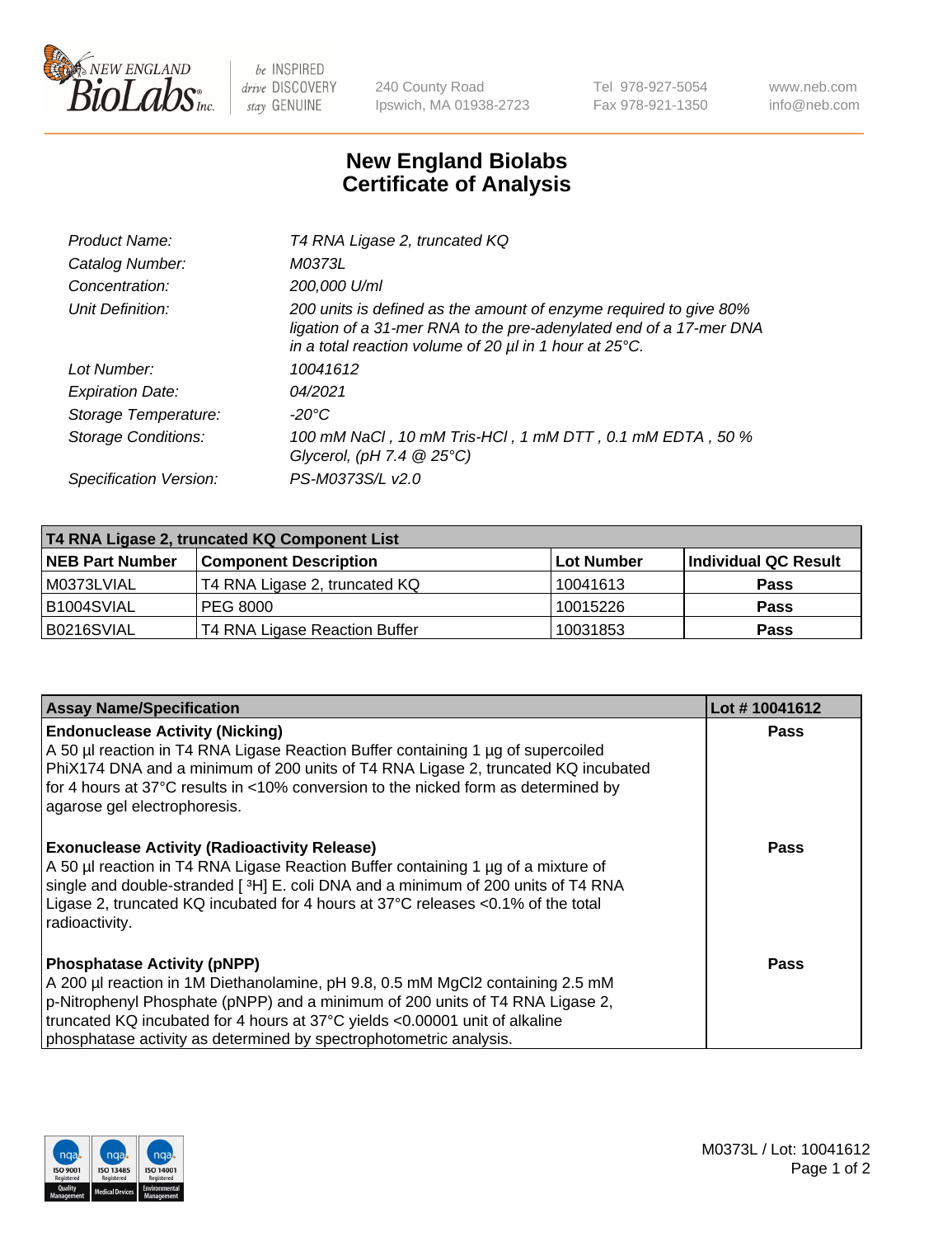# New England Biolabs
# Certificate of Analysis

| | |
|---|---|
| *Product Name:* | *T4 RNA Ligase 2, truncated KQ* |
| *Catalog Number:* | *M0373L* |
| *Concentration:* | *200,000 U/ml* |
| *Unit Definition:* | *200 units is defined as the amount of enzyme required to give 80% ligation of a 31-mer RNA to the pre-adenylated end of a 17-mer DNA in a total reaction volume of 20 µl in 1 hour at 25°C.* |
| *Lot Number:* | *10041612* |
| *Expiration Date:* | *04/2021* |
| *Storage Temperature:* | *-20°C* |
| *Storage Conditions:* | *100 mM NaCl , 10 mM Tris-HCl , 1 mM DTT , 0.1 mM EDTA , 50 % Glycerol, (pH 7.4 @ 25°C)* |
| *Specification Version:* | *PS-M0373S/L v2.0* |

| T4 RNA Ligase 2, truncated KQ Component List | | | |
|---|---|---|---|
| **NEB Part Number** | **Component Description** | **Lot Number** | **Individual QC Result** |
| M0373LVIAL | T4 RNA Ligase 2, truncated KQ | 10041613 | **Pass** |
| B1004SVIAL | PEG 8000 | 10015226 | **Pass** |
| B0216SVIAL | T4 RNA Ligase Reaction Buffer | 10031853 | **Pass** |

| Assay Name/Specification | Lot # 10041612 |
|---|---|
| **Endonuclease Activity (Nicking)** A 50 µl reaction in T4 RNA Ligase Reaction Buffer containing 1 µg of supercoiled PhiX174 DNA and a minimum of 200 units of T4 RNA Ligase 2, truncated KQ incubated for 4 hours at 37°C results in <10% conversion to the nicked form as determined by agarose gel electrophoresis. | **Pass** |
| **Exonuclease Activity (Radioactivity Release)** A 50 µl reaction in T4 RNA Ligase Reaction Buffer containing 1 µg of a mixture of single and double-stranded [ $^3$H] E. coli DNA and a minimum of 200 units of T4 RNA Ligase 2, truncated KQ incubated for 4 hours at 37°C releases <0.1% of the total radioactivity. | **Pass** |
| **Phosphatase Activity (pNPP)** A 200 µl reaction in 1M Diethanolamine, pH 9.8, 0.5 mM $MgCl_2$ containing 2.5 mM p-Nitrophenyl Phosphate (pNPP) and a minimum of 200 units of T4 RNA Ligase 2, truncated KQ incubated for 4 hours at 37°C yields <0.00001 unit of alkaline phosphatase activity as determined by spectrophotometric analysis. | **Pass** |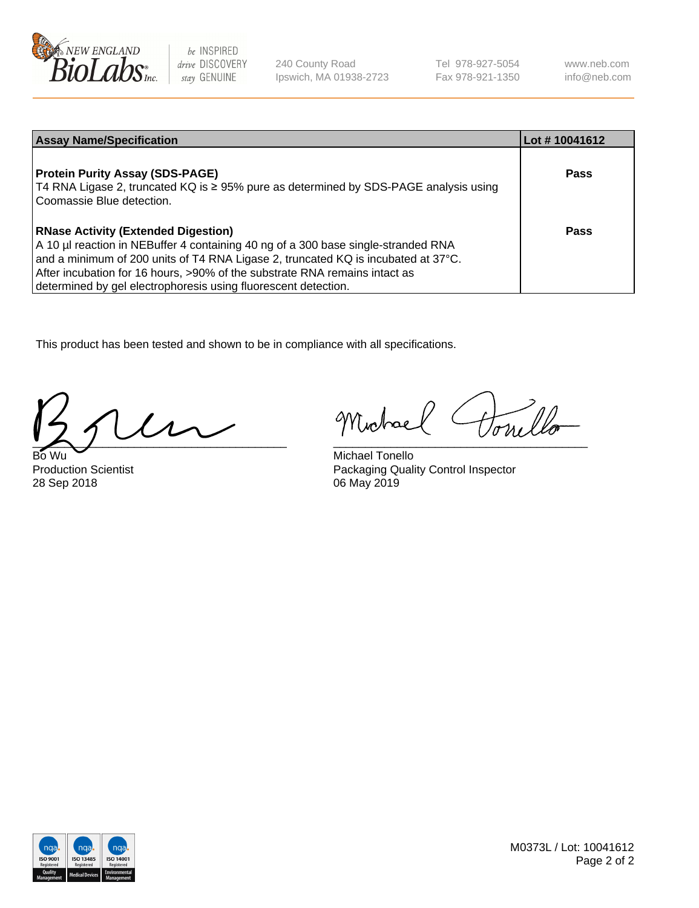be INSPIRED drive DISCOVERY stay GENUINE

240 County Road
Ipswich, MA 01938-2723

Tel 978-927-5054
Fax 978-921-1350

www.neb.com
info@neb.com

| Assay Name/Specification | Lot # 10041612 |
|---|---|
| **Protein Purity Assay (SDS-PAGE)**<br>T4 RNA Ligase 2, truncated KQ is ≥ 95% pure as determined by SDS-PAGE analysis using Coomassie Blue detection. | **Pass** |
| **RNase Activity (Extended Digestion)**<br>A 10 µl reaction in NEBuffer 4 containing 40 ng of a 300 base single-stranded RNA and a minimum of 200 units of T4 RNA Ligase 2, truncated KQ is incubated at 37°C. After incubation for 16 hours, >90% of the substrate RNA remains intact as determined by gel electrophoresis using fluorescent detection. | **Pass** |

This product has been tested and shown to be in compliance with all specifications.

Bo Wu
Production Scientist
28 Sep 2018

Michael Tonello
Packaging Quality Control Inspector
06 May 2019

M0373L / Lot: 10041612